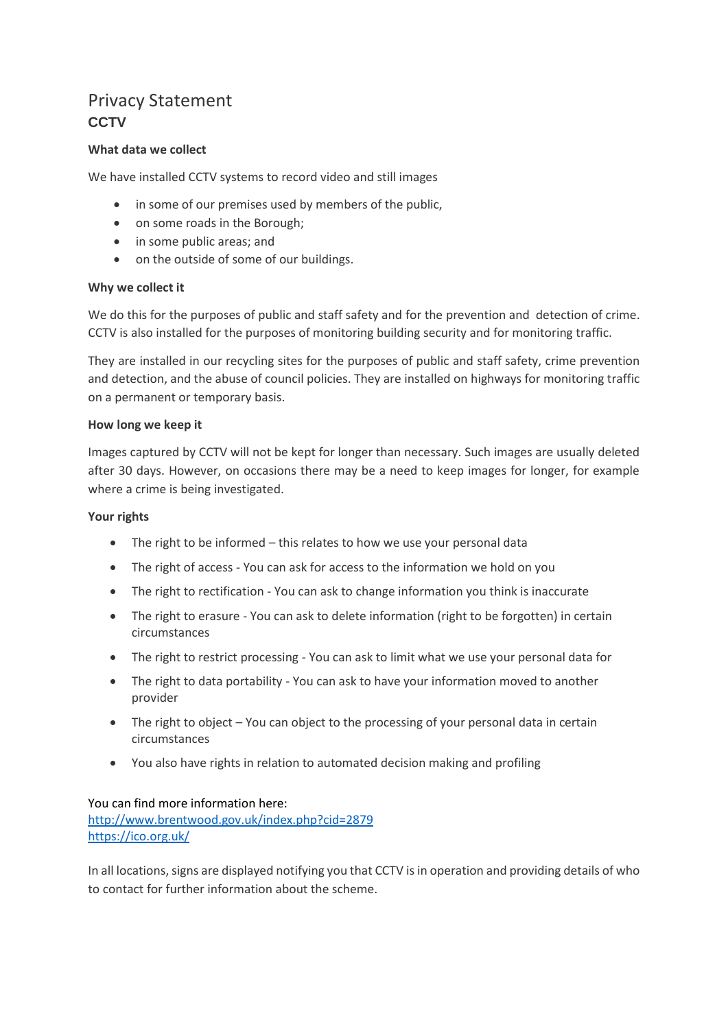# Privacy Statement

## CCTV

**What data we collect**

We have installed CCTV systems to record video and still images

- in some of our premises used by members of the public,
- on some roads in the Borough;
- in some public areas; and
- on the outside of some of our buildings.

**Why we collect it**

We do this for the purposes of public and staff safety and for the prevention and detection of crime. CCTV is also installed for the purposes of monitoring building security and for monitoring traffic.

They are installed in our recycling sites for the purposes of public and staff safety, crime prevention and detection, and the abuse of council policies. They are installed on highways for monitoring traffic on a permanent or temporary basis.

**How long we keep it**

Images captured by CCTV will not be kept for longer than necessary. Such images are usually deleted after 30 days. However, on occasions there may be a need to keep images for longer, for example where a crime is being investigated.

**Your rights**

- The right to be informed – this relates to how we use your personal data
- The right of access - You can ask for access to the information we hold on you
- The right to rectification - You can ask to change information you think is inaccurate
- The right to erasure - You can ask to delete information (right to be forgotten) in certain circumstances
- The right to restrict processing - You can ask to limit what we use your personal data for
- The right to data portability - You can ask to have your information moved to another provider
- The right to object – You can object to the processing of your personal data in certain circumstances
- You also have rights in relation to automated decision making and profiling

You can find more information here:
[http://www.brentwood.gov.uk/index.php?cid=2879](http://www.brentwood.gov.uk/index.php?cid=2879)
[https://ico.org.uk/](https://ico.org.uk/)

In all locations, signs are displayed notifying you that CCTV is in operation and providing details of who to contact for further information about the scheme.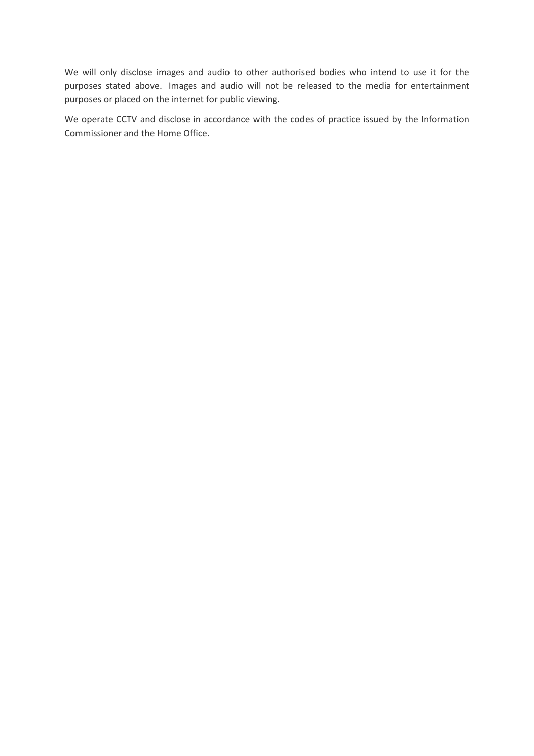We will only disclose images and audio to other authorised bodies who intend to use it for the purposes stated above. Images and audio will not be released to the media for entertainment purposes or placed on the internet for public viewing.

We operate CCTV and disclose in accordance with the codes of practice issued by the Information Commissioner and the Home Office.